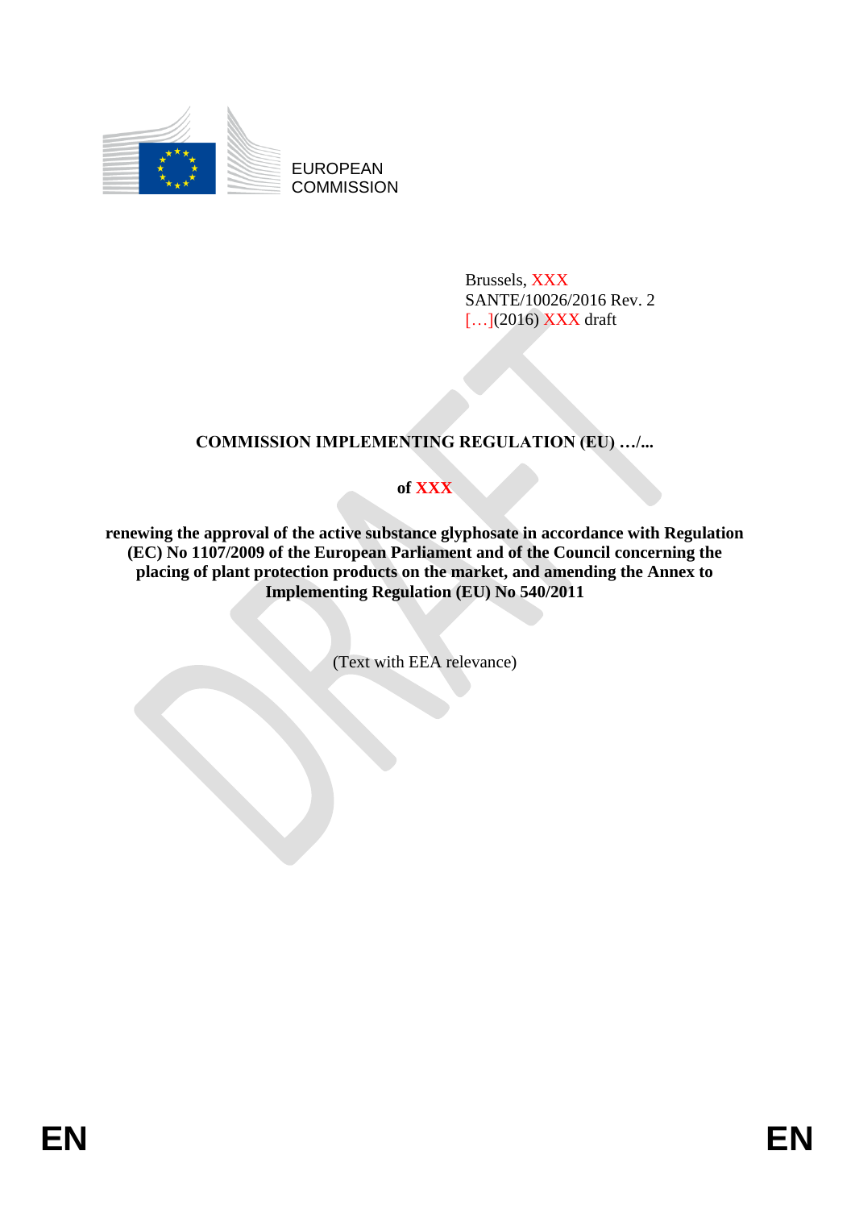EUROPEAN COMMISSION

Brussels, XXX
SANTE/10026/2016 Rev. 2
[…](2016) XXX draft

# COMMISSION IMPLEMENTING REGULATION (EU) …/...

**of XXX**

**renewing the approval of the active substance glyphosate in accordance with Regulation (EC) No 1107/2009 of the European Parliament and of the Council concerning the placing of plant protection products on the market, and amending the Annex to Implementing Regulation (EU) No 540/2011**

(Text with EEA relevance)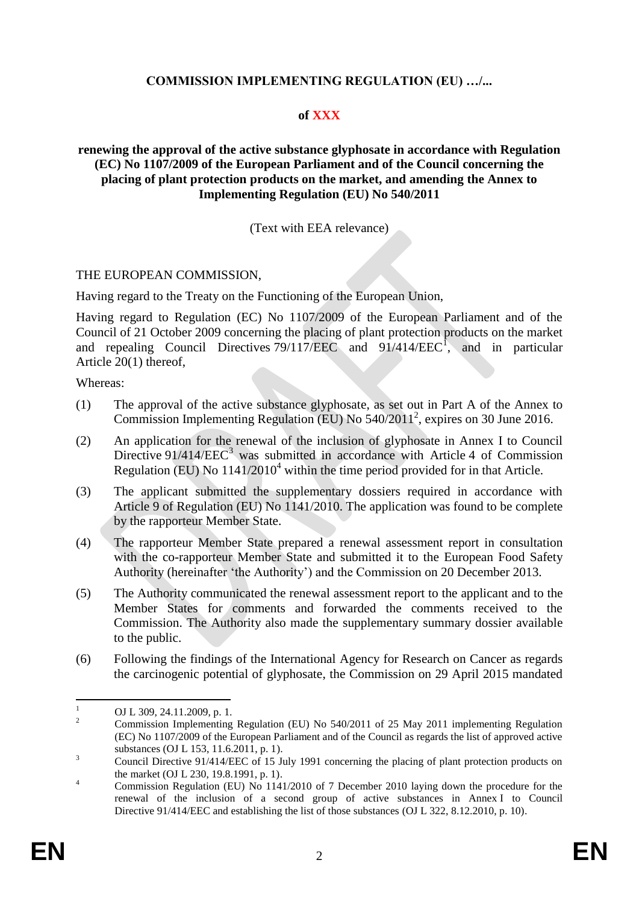**COMMISSION IMPLEMENTING REGULATION (EU) …/...**

**of XXX**

**renewing the approval of the active substance glyphosate in accordance with Regulation (EC) No 1107/2009 of the European Parliament and of the Council concerning the placing of plant protection products on the market, and amending the Annex to Implementing Regulation (EU) No 540/2011**

(Text with EEA relevance)

THE EUROPEAN COMMISSION,

Having regard to the Treaty on the Functioning of the European Union,

Having regard to Regulation (EC) No 1107/2009 of the European Parliament and of the Council of 21 October 2009 concerning the placing of plant protection products on the market and repealing Council Directives 79/117/EEC and 91/414/EEC[1], and in particular Article 20(1) thereof,

Whereas:

(1) The approval of the active substance glyphosate, as set out in Part A of the Annex to Commission Implementing Regulation (EU) No 540/2011[2], expires on 30 June 2016.

(2) An application for the renewal of the inclusion of glyphosate in Annex I to Council Directive 91/414/EEC[3] was submitted in accordance with Article 4 of Commission Regulation (EU) No 1141/2010[4] within the time period provided for in that Article.

(3) The applicant submitted the supplementary dossiers required in accordance with Article 9 of Regulation (EU) No 1141/2010. The application was found to be complete by the rapporteur Member State.

(4) The rapporteur Member State prepared a renewal assessment report in consultation with the co-rapporteur Member State and submitted it to the European Food Safety Authority (hereinafter 'the Authority') and the Commission on 20 December 2013.

(5) The Authority communicated the renewal assessment report to the applicant and to the Member States for comments and forwarded the comments received to the Commission. The Authority also made the supplementary summary dossier available to the public.

(6) Following the findings of the International Agency for Research on Cancer as regards the carcinogenic potential of glyphosate, the Commission on 29 April 2015 mandated

---

[1] OJ L 309, 24.11.2009, p. 1.

[2] Commission Implementing Regulation (EU) No 540/2011 of 25 May 2011 implementing Regulation (EC) No 1107/2009 of the European Parliament and of the Council as regards the list of approved active substances (OJ L 153, 11.6.2011, p. 1).

[3] Council Directive 91/414/EEC of 15 July 1991 concerning the placing of plant protection products on the market (OJ L 230, 19.8.1991, p. 1).

[4] Commission Regulation (EU) No 1141/2010 of 7 December 2010 laying down the procedure for the renewal of the inclusion of a second group of active substances in Annex I to Council Directive 91/414/EEC and establishing the list of those substances (OJ L 322, 8.12.2010, p. 10).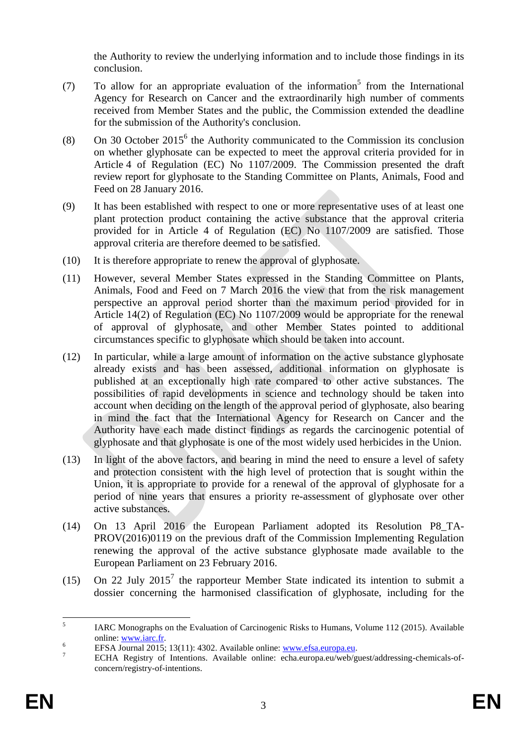the Authority to review the underlying information and to include those findings in its conclusion.

(7) To allow for an appropriate evaluation of the information[5] from the International Agency for Research on Cancer and the extraordinarily high number of comments received from Member States and the public, the Commission extended the deadline for the submission of the Authority's conclusion.

(8) On 30 October 2015[6] the Authority communicated to the Commission its conclusion on whether glyphosate can be expected to meet the approval criteria provided for in Article 4 of Regulation (EC) No 1107/2009. The Commission presented the draft review report for glyphosate to the Standing Committee on Plants, Animals, Food and Feed on 28 January 2016.

(9) It has been established with respect to one or more representative uses of at least one plant protection product containing the active substance that the approval criteria provided for in Article 4 of Regulation (EC) No 1107/2009 are satisfied. Those approval criteria are therefore deemed to be satisfied.

(10) It is therefore appropriate to renew the approval of glyphosate.

(11) However, several Member States expressed in the Standing Committee on Plants, Animals, Food and Feed on 7 March 2016 the view that from the risk management perspective an approval period shorter than the maximum period provided for in Article 14(2) of Regulation (EC) No 1107/2009 would be appropriate for the renewal of approval of glyphosate, and other Member States pointed to additional circumstances specific to glyphosate which should be taken into account.

(12) In particular, while a large amount of information on the active substance glyphosate already exists and has been assessed, additional information on glyphosate is published at an exceptionally high rate compared to other active substances. The possibilities of rapid developments in science and technology should be taken into account when deciding on the length of the approval period of glyphosate, also bearing in mind the fact that the International Agency for Research on Cancer and the Authority have each made distinct findings as regards the carcinogenic potential of glyphosate and that glyphosate is one of the most widely used herbicides in the Union.

(13) In light of the above factors, and bearing in mind the need to ensure a level of safety and protection consistent with the high level of protection that is sought within the Union, it is appropriate to provide for a renewal of the approval of glyphosate for a period of nine years that ensures a priority re-assessment of glyphosate over other active substances.

(14) On 13 April 2016 the European Parliament adopted its Resolution P8_TA-PROV(2016)0119 on the previous draft of the Commission Implementing Regulation renewing the approval of the active substance glyphosate made available to the European Parliament on 23 February 2016.

(15) On 22 July 2015[7] the rapporteur Member State indicated its intention to submit a dossier concerning the harmonised classification of glyphosate, including for the

---

[5] IARC Monographs on the Evaluation of Carcinogenic Risks to Humans, Volume 112 (2015). Available online: www.iarc.fr.

[6] EFSA Journal 2015; 13(11): 4302. Available online: www.efsa.europa.eu.

[7] ECHA Registry of Intentions. Available online: echa.europa.eu/web/guest/addressing-chemicals-of-concern/registry-of-intentions.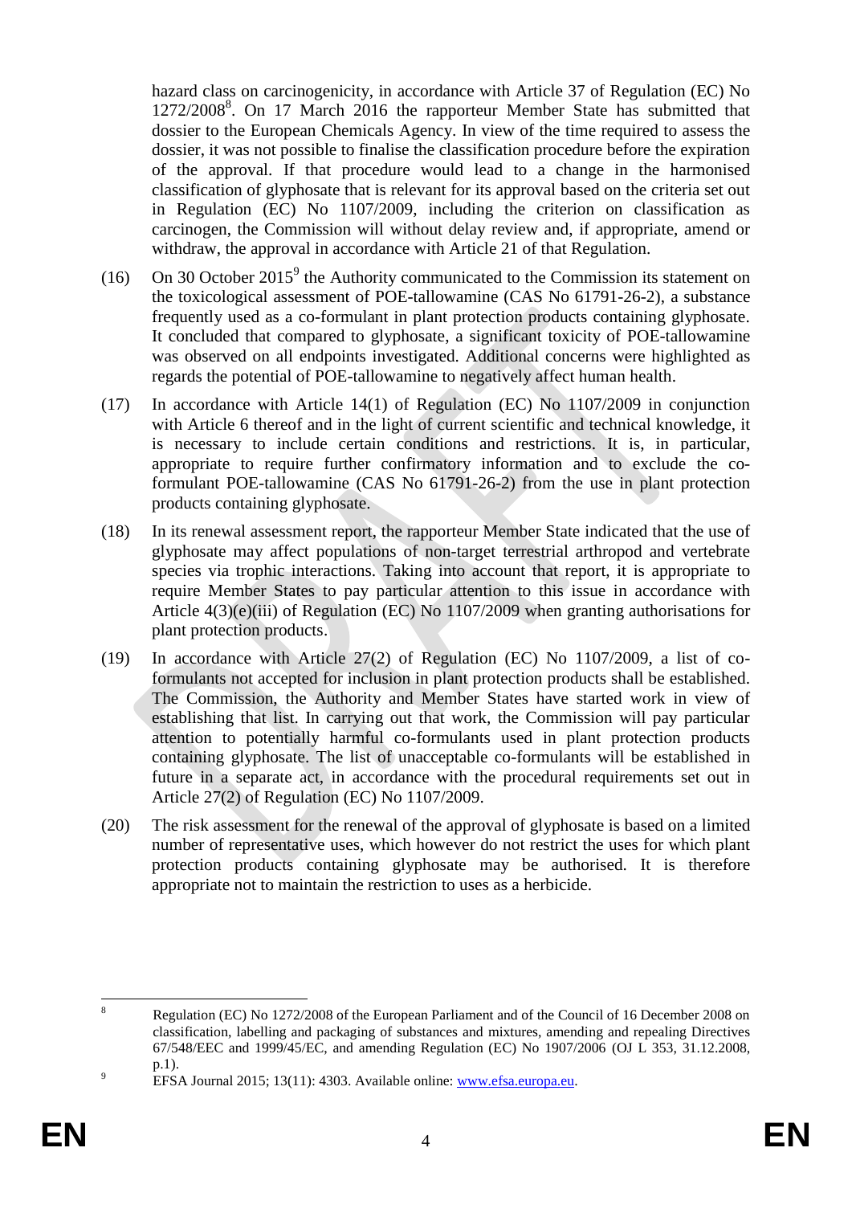hazard class on carcinogenicity, in accordance with Article 37 of Regulation (EC) No 1272/2008[8]. On 17 March 2016 the rapporteur Member State has submitted that dossier to the European Chemicals Agency. In view of the time required to assess the dossier, it was not possible to finalise the classification procedure before the expiration of the approval. If that procedure would lead to a change in the harmonised classification of glyphosate that is relevant for its approval based on the criteria set out in Regulation (EC) No 1107/2009, including the criterion on classification as carcinogen, the Commission will without delay review and, if appropriate, amend or withdraw, the approval in accordance with Article 21 of that Regulation.

(16) On 30 October 2015[9] the Authority communicated to the Commission its statement on the toxicological assessment of POE-tallowamine (CAS No 61791-26-2), a substance frequently used as a co-formulant in plant protection products containing glyphosate. It concluded that compared to glyphosate, a significant toxicity of POE-tallowamine was observed on all endpoints investigated. Additional concerns were highlighted as regards the potential of POE-tallowamine to negatively affect human health.

(17) In accordance with Article 14(1) of Regulation (EC) No 1107/2009 in conjunction with Article 6 thereof and in the light of current scientific and technical knowledge, it is necessary to include certain conditions and restrictions. It is, in particular, appropriate to require further confirmatory information and to exclude the co-formulant POE-tallowamine (CAS No 61791-26-2) from the use in plant protection products containing glyphosate.

(18) In its renewal assessment report, the rapporteur Member State indicated that the use of glyphosate may affect populations of non-target terrestrial arthropod and vertebrate species via trophic interactions. Taking into account that report, it is appropriate to require Member States to pay particular attention to this issue in accordance with Article 4(3)(e)(iii) of Regulation (EC) No 1107/2009 when granting authorisations for plant protection products.

(19) In accordance with Article 27(2) of Regulation (EC) No 1107/2009, a list of co-formulants not accepted for inclusion in plant protection products shall be established. The Commission, the Authority and Member States have started work in view of establishing that list. In carrying out that work, the Commission will pay particular attention to potentially harmful co-formulants used in plant protection products containing glyphosate. The list of unacceptable co-formulants will be established in future in a separate act, in accordance with the procedural requirements set out in Article 27(2) of Regulation (EC) No 1107/2009.

(20) The risk assessment for the renewal of the approval of glyphosate is based on a limited number of representative uses, which however do not restrict the uses for which plant protection products containing glyphosate may be authorised. It is therefore appropriate not to maintain the restriction to uses as a herbicide.

[8] Regulation (EC) No 1272/2008 of the European Parliament and of the Council of 16 December 2008 on classification, labelling and packaging of substances and mixtures, amending and repealing Directives 67/548/EEC and 1999/45/EC, and amending Regulation (EC) No 1907/2006 (OJ L 353, 31.12.2008, p.1).

[9] EFSA Journal 2015; 13(11): 4303. Available online: www.efsa.europa.eu.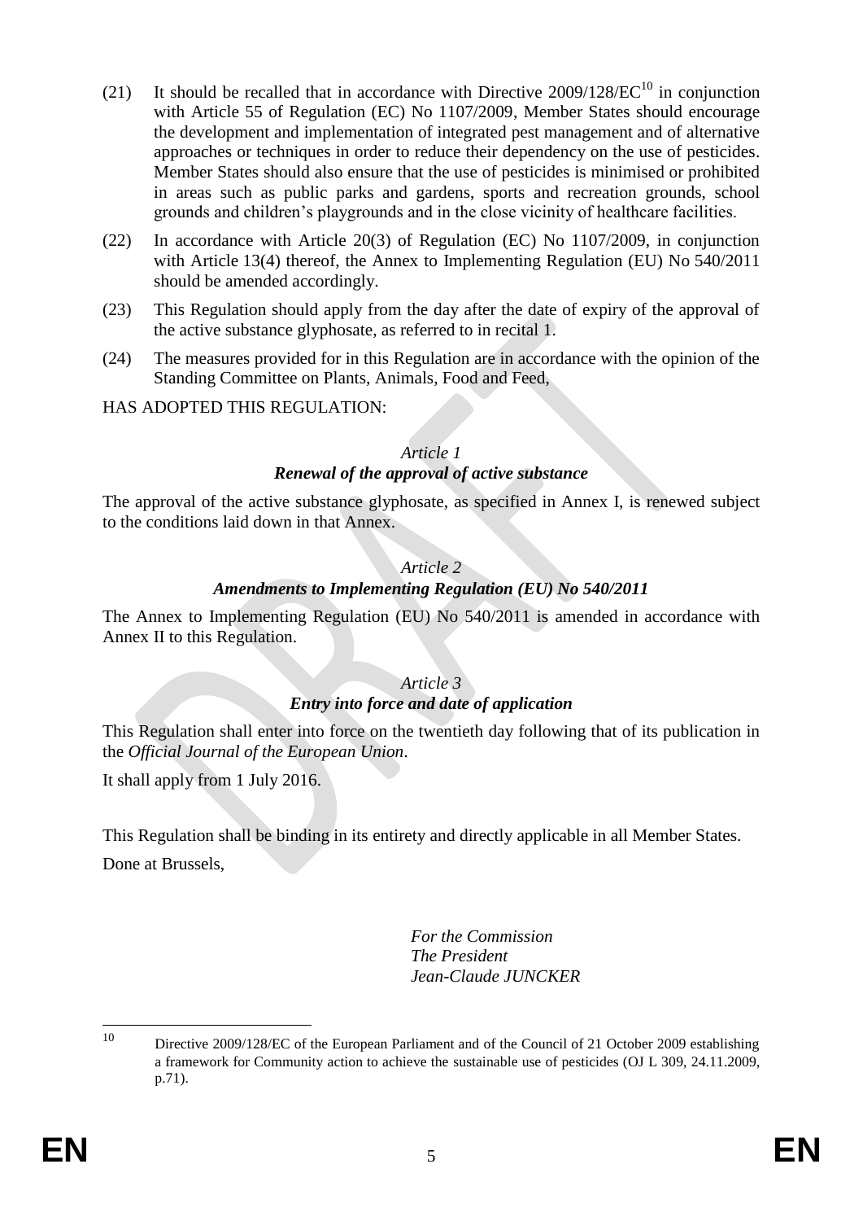(21) It should be recalled that in accordance with Directive 2009/128/EC[10] in conjunction with Article 55 of Regulation (EC) No 1107/2009, Member States should encourage the development and implementation of integrated pest management and of alternative approaches or techniques in order to reduce their dependency on the use of pesticides. Member States should also ensure that the use of pesticides is minimised or prohibited in areas such as public parks and gardens, sports and recreation grounds, school grounds and children's playgrounds and in the close vicinity of healthcare facilities.

(22) In accordance with Article 20(3) of Regulation (EC) No 1107/2009, in conjunction with Article 13(4) thereof, the Annex to Implementing Regulation (EU) No 540/2011 should be amended accordingly.

(23) This Regulation should apply from the day after the date of expiry of the approval of the active substance glyphosate, as referred to in recital 1.

(24) The measures provided for in this Regulation are in accordance with the opinion of the Standing Committee on Plants, Animals, Food and Feed,

HAS ADOPTED THIS REGULATION:

*Article 1*

***Renewal of the approval of active substance***

The approval of the active substance glyphosate, as specified in Annex I, is renewed subject to the conditions laid down in that Annex.

*Article 2*

***Amendments to Implementing Regulation (EU) No 540/2011***

The Annex to Implementing Regulation (EU) No 540/2011 is amended in accordance with Annex II to this Regulation.

*Article 3*

***Entry into force and date of application***

This Regulation shall enter into force on the twentieth day following that of its publication in the *Official Journal of the European Union*.

It shall apply from 1 July 2016.

This Regulation shall be binding in its entirety and directly applicable in all Member States.

Done at Brussels,

*For the Commission*
*The President*
*Jean-Claude JUNCKER*

---

[10] Directive 2009/128/EC of the European Parliament and of the Council of 21 October 2009 establishing a framework for Community action to achieve the sustainable use of pesticides (OJ L 309, 24.11.2009, p.71).